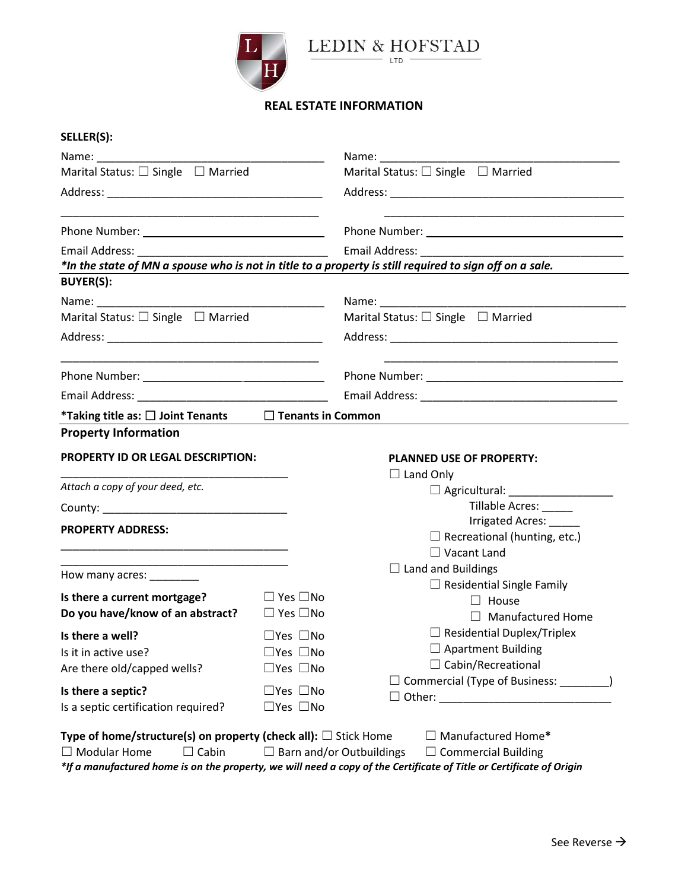LEDIN & HOFSTAD
LTD

# REAL ESTATE INFORMATION

**SELLER(S):**

Name: ______________________________________
Marital Status: ☐ Single ☐ Married
Address: ___________________________________
___________________________________________
Phone Number: ______________________________
Email Address: ______________________________

Name: ______________________________________
Marital Status: ☐ Single ☐ Married
Address: ___________________________________
___________________________________________
Phone Number: ______________________________
Email Address: ______________________________

***In the state of MN a spouse who is not in title to a property is still required to sign off on a sale.**

**BUYER(S):**

Name: ______________________________________
Marital Status: ☐ Single ☐ Married
Address: ___________________________________
___________________________________________
Phone Number: ______________________________
Email Address: ______________________________

Name: ______________________________________
Marital Status: ☐ Single ☐ Married
Address: ___________________________________
___________________________________________
Phone Number: ______________________________
Email Address: ______________________________

***Taking title as:** ☐ **Joint Tenants** ☐ **Tenants in Common**

## Property Information

**PROPERTY ID OR LEGAL DESCRIPTION:**

______________________________________

*Attach a copy of your deed, etc.*

County: ______________________________

**PROPERTY ADDRESS:**

______________________________________
______________________________________

How many acres: ________

| | |
|---|---|
| **Is there a current mortgage?** | ☐ Yes ☐No |
| **Do you have/know of an abstract?** | ☐ Yes ☐No |
| **Is there a well?** | ☐Yes ☐No |
| Is it in active use? | ☐Yes ☐No |
| Are there old/capped wells? | ☐Yes ☐No |
| **Is there a septic?** | ☐Yes ☐No |
| Is a septic certification required? | ☐Yes ☐No |

**PLANNED USE OF PROPERTY:**

- ☐ Land Only
  - ☐ Agricultural: _________________
    - Tillable Acres: _____
    - Irrigated Acres: _____
  - ☐ Recreational (hunting, etc.)
  - ☐ Vacant Land
- ☐ Land and Buildings
  - ☐ Residential Single Family
    - ☐ House
    - ☐ Manufactured Home
  - ☐ Residential Duplex/Triplex
  - ☐ Apartment Building
  - ☐ Cabin/Recreational
- ☐ Commercial (Type of Business: ________)
- ☐ Other: ____________________________

**Type of home/structure(s) on property (check all):** ☐ Stick Home ☐ Manufactured Home* ☐ Modular Home ☐ Cabin ☐ Barn and/or Outbuildings ☐ Commercial Building

***If a manufactured home is on the property, we will need a copy of the Certificate of Title or Certificate of Origin**

See Reverse →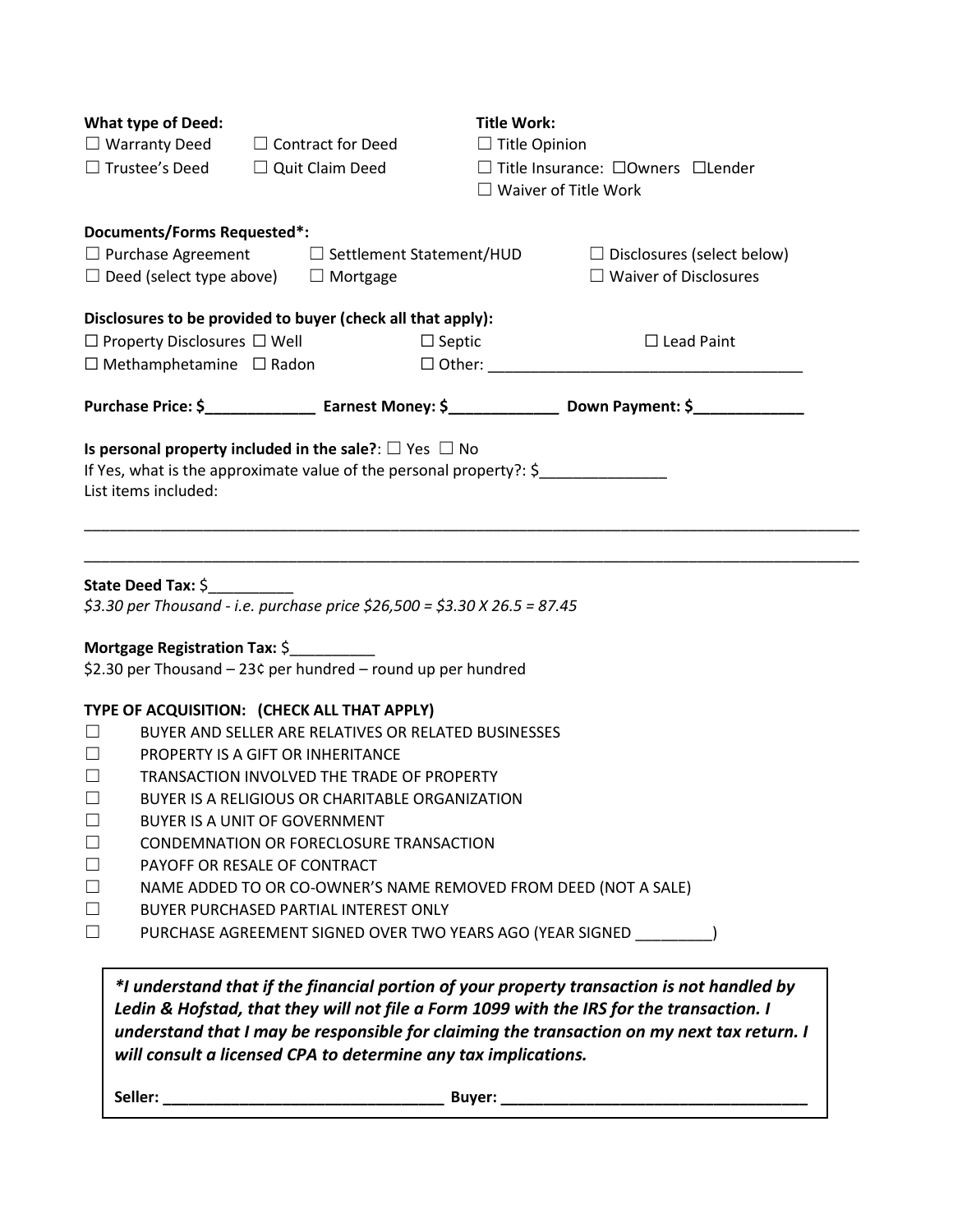**What type of Deed:**

☐ Warranty Deed ☐ Contract for Deed
☐ Trustee's Deed ☐ Quit Claim Deed

**Title Work:**

☐ Title Opinion
☐ Title Insurance: ☐Owners ☐Lender
☐ Waiver of Title Work

**Documents/Forms Requested*:**

☐ Purchase Agreement ☐ Settlement Statement/HUD ☐ Disclosures (select below)
☐ Deed (select type above) ☐ Mortgage ☐ Waiver of Disclosures

**Disclosures to be provided to buyer (check all that apply):**

☐ Property Disclosures ☐ Well ☐ Septic ☐ Lead Paint
☐ Methamphetamine ☐ Radon ☐ Other: ____________________________________

**Purchase Price: $_____________ Earnest Money: $_____________ Down Payment: $_____________**

**Is personal property included in the sale?**: ☐ Yes ☐ No
If Yes, what is the approximate value of the personal property?: $_______________
List items included:

_____________________________________________________________________________________

_____________________________________________________________________________________

**State Deed Tax:** $__________
*$3.30 per Thousand - i.e. purchase price $26,500 = $3.30 X 26.5 = 87.45*

**Mortgage Registration Tax:** $__________
$2.30 per Thousand – 23¢ per hundred – round up per hundred

**TYPE OF ACQUISITION: (CHECK ALL THAT APPLY)**

☐ BUYER AND SELLER ARE RELATIVES OR RELATED BUSINESSES
☐ PROPERTY IS A GIFT OR INHERITANCE
☐ TRANSACTION INVOLVED THE TRADE OF PROPERTY
☐ BUYER IS A RELIGIOUS OR CHARITABLE ORGANIZATION
☐ BUYER IS A UNIT OF GOVERNMENT
☐ CONDEMNATION OR FORECLOSURE TRANSACTION
☐ PAYOFF OR RESALE OF CONTRACT
☐ NAME ADDED TO OR CO-OWNER'S NAME REMOVED FROM DEED (NOT A SALE)
☐ BUYER PURCHASED PARTIAL INTEREST ONLY
☐ PURCHASE AGREEMENT SIGNED OVER TWO YEARS AGO (YEAR SIGNED _________)

***I understand that if the financial portion of your property transaction is not handled by Ledin & Hofstad, that they will not file a Form 1099 with the IRS for the transaction. I understand that I may be responsible for claiming the transaction on my next tax return. I will consult a licensed CPA to determine any tax implications.***

**Seller: _________________________________ Buyer: ____________________________________**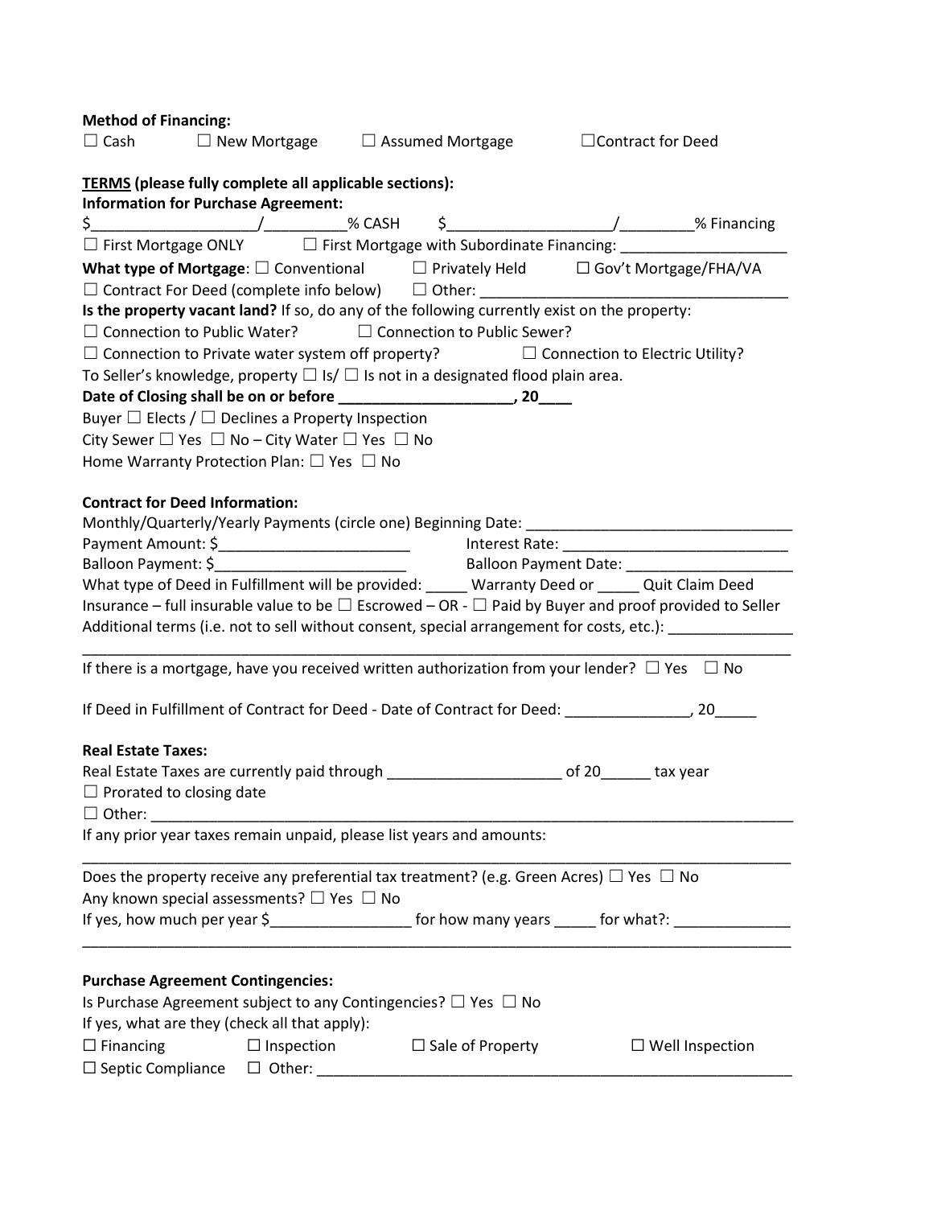**Method of Financing:**

☐ Cash ☐ New Mortgage ☐ Assumed Mortgage ☐Contract for Deed

**<u>TERMS</u> (please fully complete all applicable sections):**

**Information for Purchase Agreement:**

$___________________/__________% CASH $___________________/_________% Financing

☐ First Mortgage ONLY ☐ First Mortgage with Subordinate Financing: ____________________

**What type of Mortgage**: ☐ Conventional ☐ Privately Held ☐ Gov't Mortgage/FHA/VA

☐ Contract For Deed (complete info below) ☐ Other: ______________________________________

**Is the property vacant land?** If so, do any of the following currently exist on the property:

☐ Connection to Public Water? ☐ Connection to Public Sewer?

☐ Connection to Private water system off property? ☐ Connection to Electric Utility?

To Seller's knowledge, property ☐ Is/ ☐ Is not in a designated flood plain area.

**Date of Closing shall be on or before _____________________, 20____**

Buyer ☐ Elects / ☐ Declines a Property Inspection

City Sewer ☐ Yes ☐ No – City Water ☐ Yes ☐ No

Home Warranty Protection Plan: ☐ Yes ☐ No

**Contract for Deed Information:**

Monthly/Quarterly/Yearly Payments (circle one) Beginning Date: _______________________________

Payment Amount: $_______________________ Interest Rate: ___________________________

Balloon Payment: $_______________________ Balloon Payment Date: ____________________

What type of Deed in Fulfillment will be provided: _____ Warranty Deed or _____ Quit Claim Deed

Insurance – full insurable value to be ☐ Escrowed – OR - ☐ Paid by Buyer and proof provided to Seller

Additional terms (i.e. not to sell without consent, special arrangement for costs, etc.): _______________

_____________________________________________________________________________________

If there is a mortgage, have you received written authorization from your lender? ☐ Yes ☐ No

If Deed in Fulfillment of Contract for Deed - Date of Contract for Deed: _______________, 20_____

**Real Estate Taxes:**

Real Estate Taxes are currently paid through _____________________ of 20______ tax year

☐ Prorated to closing date

☐ Other: _____________________________________________________________________________

If any prior year taxes remain unpaid, please list years and amounts:

_____________________________________________________________________________________

Does the property receive any preferential tax treatment? (e.g. Green Acres) ☐ Yes ☐ No

Any known special assessments? ☐ Yes ☐ No

If yes, how much per year $_________________ for how many years _____ for what?: ______________

_____________________________________________________________________________________

**Purchase Agreement Contingencies:**

Is Purchase Agreement subject to any Contingencies? ☐ Yes ☐ No

If yes, what are they (check all that apply):

☐ Financing ☐ Inspection ☐ Sale of Property ☐ Well Inspection

☐ Septic Compliance ☐ Other: ___________________________________________________________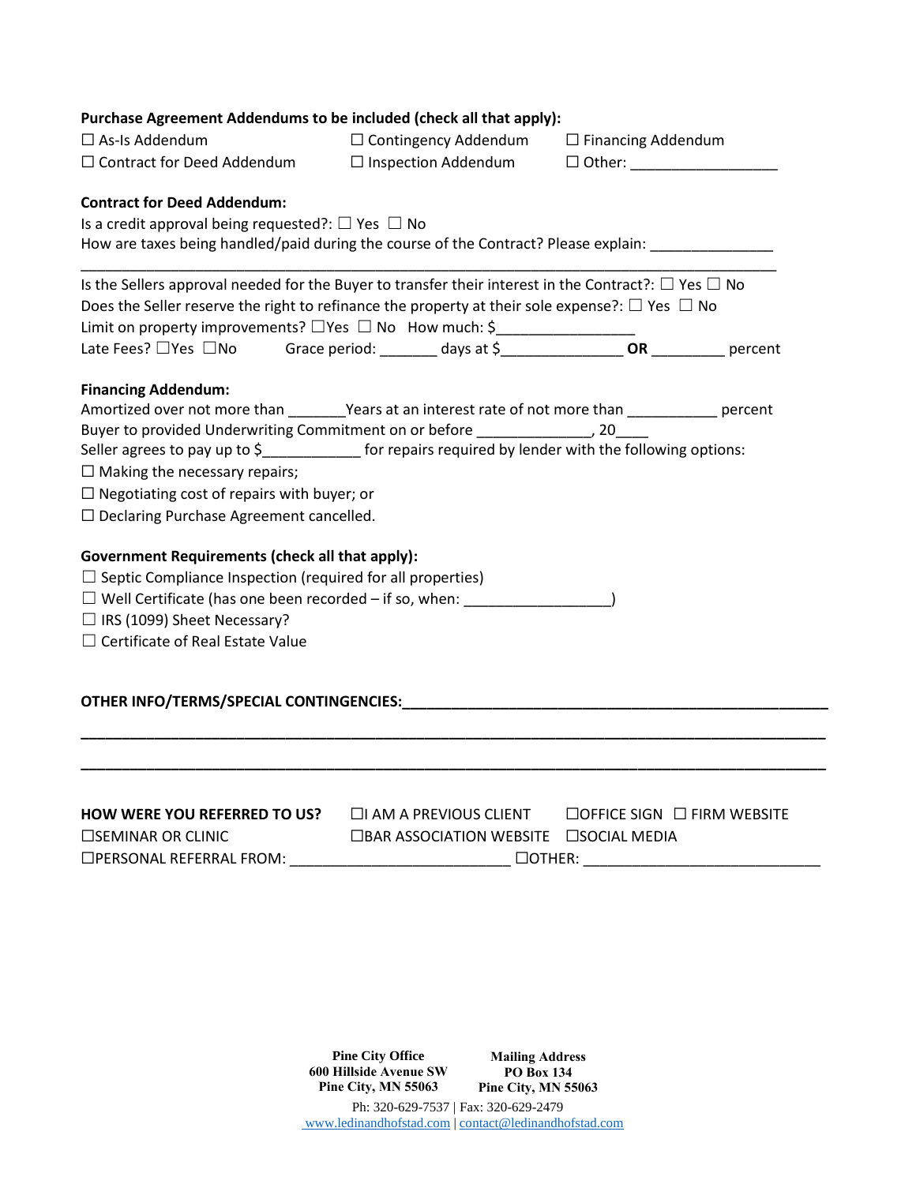**Purchase Agreement Addendums to be included (check all that apply):**

☐ As-Is Addendum ☐ Contingency Addendum ☐ Financing Addendum

☐ Contract for Deed Addendum ☐ Inspection Addendum ☐ Other: __________________

**Contract for Deed Addendum:**

Is a credit approval being requested?: ☐ Yes ☐ No

How are taxes being handled/paid during the course of the Contract? Please explain: _______________

_______________________________________________________________________________

Is the Sellers approval needed for the Buyer to transfer their interest in the Contract?: ☐ Yes ☐ No

Does the Seller reserve the right to refinance the property at their sole expense?: ☐ Yes ☐ No

Limit on property improvements? ☐Yes ☐ No How much: $_________________

Late Fees? ☐Yes ☐No Grace period: _______ days at $_______________ **OR** _________ percent

**Financing Addendum:**

Amortized over not more than _______Years at an interest rate of not more than ___________ percent

Buyer to provided Underwriting Commitment on or before ______________, 20____

Seller agrees to pay up to $____________ for repairs required by lender with the following options:

☐ Making the necessary repairs;

☐ Negotiating cost of repairs with buyer; or

☐ Declaring Purchase Agreement cancelled.

**Government Requirements (check all that apply):**

☐ Septic Compliance Inspection (required for all properties)

☐ Well Certificate (has one been recorded – if so, when: __________________)

☐ IRS (1099) Sheet Necessary?

☐ Certificate of Real Estate Value

**OTHER INFO/TERMS/SPECIAL CONTINGENCIES:**_____________________________________________

_______________________________________________________________________________

_______________________________________________________________________________

**HOW WERE YOU REFERRED TO US?** ☐I AM A PREVIOUS CLIENT ☐OFFICE SIGN ☐ FIRM WEBSITE

☐SEMINAR OR CLINIC ☐BAR ASSOCIATION WEBSITE ☐SOCIAL MEDIA

☐PERSONAL REFERRAL FROM: ___________________________ ☐OTHER: _____________________________

**Pine City Office**
**600 Hillside Avenue SW**
**Pine City, MN 55063**

**Mailing Address**
**PO Box 134**
**Pine City, MN 55063**

Ph: 320-629-7537 | Fax: 320-629-2479

www.ledinandhofstad.com | contact@ledinandhofstad.com